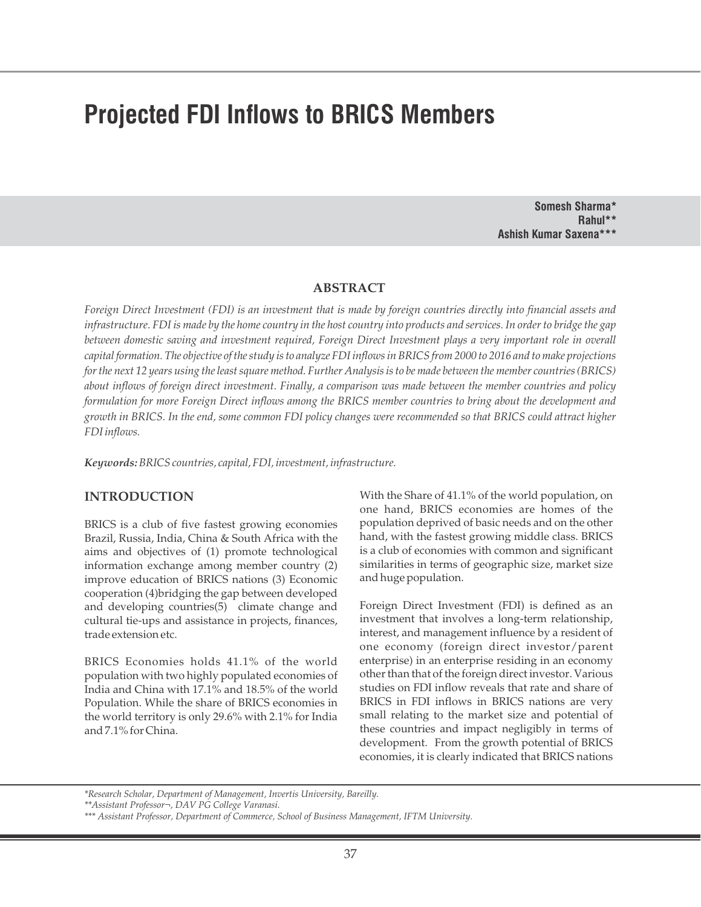# Projected FDI Inflows to BRICS Members

**Somesh Sharma***
**Rahul****
**Ashish Kumar Saxena*****

## ABSTRACT

*Foreign Direct Investment (FDI) is an investment that is made by foreign countries directly into financial assets and infrastructure. FDI is made by the home country in the host country into products and services. In order to bridge the gap between domestic saving and investment required, Foreign Direct Investment plays a very important role in overall capital formation. The objective of the study is to analyze FDI inflows in BRICS from 2000 to 2016 and to make projections for the next 12 years using the least square method. Further Analysis is to be made between the member countries (BRICS) about inflows of foreign direct investment. Finally, a comparison was made between the member countries and policy formulation for more Foreign Direct inflows among the BRICS member countries to bring about the development and growth in BRICS. In the end, some common FDI policy changes were recommended so that BRICS could attract higher FDI inflows.*

***Keywords:*** *BRICS countries, capital, FDI, investment, infrastructure.*

## INTRODUCTION

BRICS is a club of five fastest growing economies Brazil, Russia, India, China & South Africa with the aims and objectives of (1) promote technological information exchange among member country (2) improve education of BRICS nations (3) Economic cooperation (4)bridging the gap between developed and developing countries(5) climate change and cultural tie-ups and assistance in projects, finances, trade extension etc.

BRICS Economies holds 41.1% of the world population with two highly populated economies of India and China with 17.1% and 18.5% of the world Population. While the share of BRICS economies in the world territory is only 29.6% with 2.1% for India and 7.1% for China.

With the Share of 41.1% of the world population, on one hand, BRICS economies are homes of the population deprived of basic needs and on the other hand, with the fastest growing middle class. BRICS is a club of economies with common and significant similarities in terms of geographic size, market size and huge population.

Foreign Direct Investment (FDI) is defined as an investment that involves a long-term relationship, interest, and management influence by a resident of one economy (foreign direct investor/parent enterprise) in an enterprise residing in an economy other than that of the foreign direct investor. Various studies on FDI inflow reveals that rate and share of BRICS in FDI inflows in BRICS nations are very small relating to the market size and potential of these countries and impact negligibly in terms of development. From the growth potential of BRICS economies, it is clearly indicated that BRICS nations

*Research Scholar, Department of Management, Invertis University, Bareilly.

**Assistant Professor¬, DAV PG College Varanasi.

*** Assistant Professor, Department of Commerce, School of Business Management, IFTM University.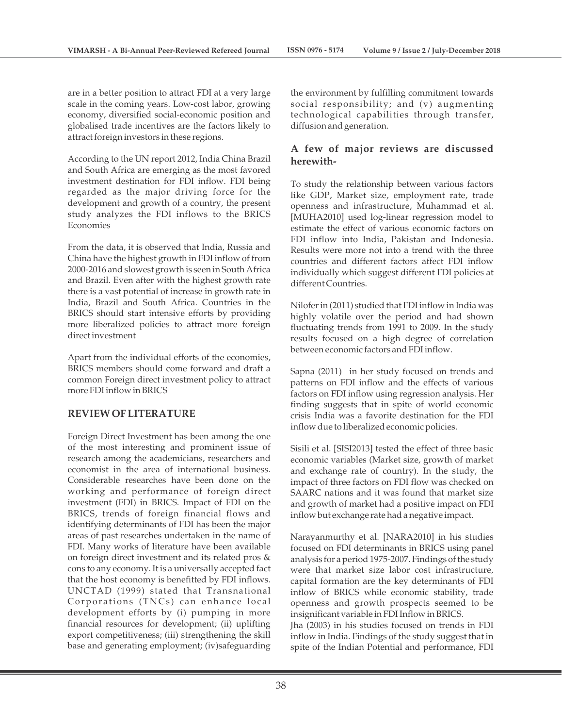are in a better position to attract FDI at a very large scale in the coming years. Low-cost labor, growing economy, diversified social-economic position and globalised trade incentives are the factors likely to attract foreign investors in these regions.

According to the UN report 2012, India China Brazil and South Africa are emerging as the most favored investment destination for FDI inflow. FDI being regarded as the major driving force for the development and growth of a country, the present study analyzes the FDI inflows to the BRICS Economies

From the data, it is observed that India, Russia and China have the highest growth in FDI inflow of from 2000-2016 and slowest growth is seen in South Africa and Brazil. Even after with the highest growth rate there is a vast potential of increase in growth rate in India, Brazil and South Africa. Countries in the BRICS should start intensive efforts by providing more liberalized policies to attract more foreign direct investment

Apart from the individual efforts of the economies, BRICS members should come forward and draft a common Foreign direct investment policy to attract more FDI inflow in BRICS

## REVIEW OF LITERATURE

Foreign Direct Investment has been among the one of the most interesting and prominent issue of research among the academicians, researchers and economist in the area of international business. Considerable researches have been done on the working and performance of foreign direct investment (FDI) in BRICS. Impact of FDI on the BRICS, trends of foreign financial flows and identifying determinants of FDI has been the major areas of past researches undertaken in the name of FDI. Many works of literature have been available on foreign direct investment and its related pros & cons to any economy. It is a universally accepted fact that the host economy is benefitted by FDI inflows. UNCTAD (1999) stated that Transnational Corporations (TNCs) can enhance local development efforts by (i) pumping in more financial resources for development; (ii) uplifting export competitiveness; (iii) strengthening the skill base and generating employment; (iv)safeguarding the environment by fulfilling commitment towards social responsibility; and (v) augmenting technological capabilities through transfer, diffusion and generation.

### A few of major reviews are discussed herewith-

To study the relationship between various factors like GDP, Market size, employment rate, trade openness and infrastructure, Muhammad et al. [MUHA2010] used log-linear regression model to estimate the effect of various economic factors on FDI inflow into India, Pakistan and Indonesia. Results were more not into a trend with the three countries and different factors affect FDI inflow individually which suggest different FDI policies at different Countries.

Nilofer in (2011) studied that FDI inflow in India was highly volatile over the period and had shown fluctuating trends from 1991 to 2009. In the study results focused on a high degree of correlation between economic factors and FDI inflow.

Sapna (2011) in her study focused on trends and patterns on FDI inflow and the effects of various factors on FDI inflow using regression analysis. Her finding suggests that in spite of world economic crisis India was a favorite destination for the FDI inflow due to liberalized economic policies.

Sisili et al. [SISI2013] tested the effect of three basic economic variables (Market size, growth of market and exchange rate of country). In the study, the impact of three factors on FDI flow was checked on SAARC nations and it was found that market size and growth of market had a positive impact on FDI inflow but exchange rate had a negative impact.

Narayanmurthy et al. [NARA2010] in his studies focused on FDI determinants in BRICS using panel analysis for a period 1975-2007. Findings of the study were that market size labor cost infrastructure, capital formation are the key determinants of FDI inflow of BRICS while economic stability, trade openness and growth prospects seemed to be insignificant variable in FDI Inflow in BRICS.

Jha (2003) in his studies focused on trends in FDI inflow in India. Findings of the study suggest that in spite of the Indian Potential and performance, FDI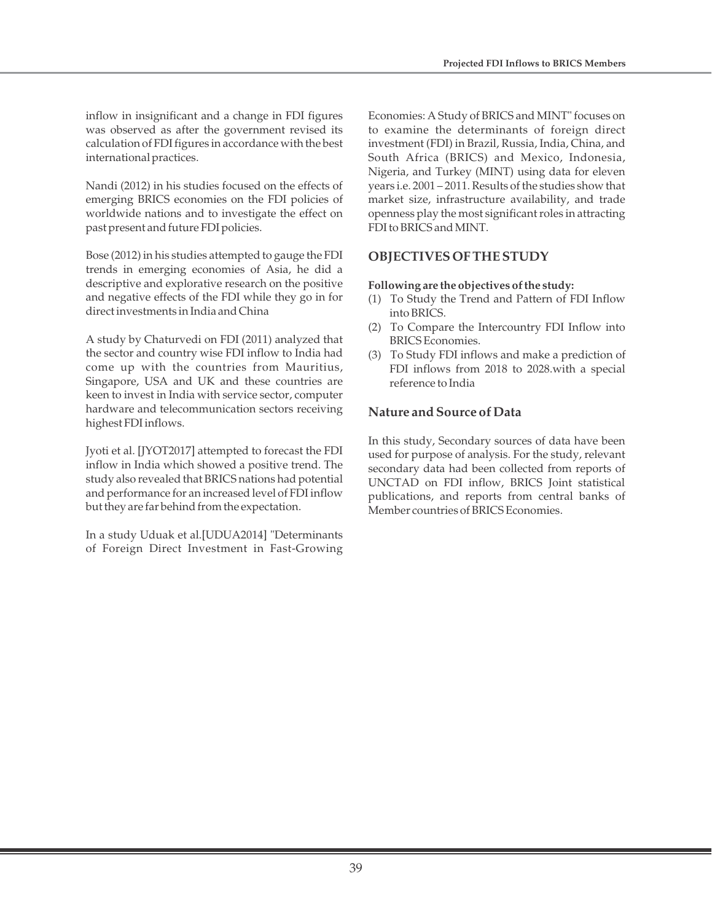inflow in insignificant and a change in FDI figures was observed as after the government revised its calculation of FDI figures in accordance with the best international practices.

Nandi (2012) in his studies focused on the effects of emerging BRICS economies on the FDI policies of worldwide nations and to investigate the effect on past present and future FDI policies.

Bose (2012) in his studies attempted to gauge the FDI trends in emerging economies of Asia, he did a descriptive and explorative research on the positive and negative effects of the FDI while they go in for direct investments in India and China

A study by Chaturvedi on FDI (2011) analyzed that the sector and country wise FDI inflow to India had come up with the countries from Mauritius, Singapore, USA and UK and these countries are keen to invest in India with service sector, computer hardware and telecommunication sectors receiving highest FDI inflows.

Jyoti et al. [JYOT2017] attempted to forecast the FDI inflow in India which showed a positive trend. The study also revealed that BRICS nations had potential and performance for an increased level of FDI inflow but they are far behind from the expectation.

In a study Uduak et al.[UDUA2014] "Determinants of Foreign Direct Investment in Fast-Growing Economies: A Study of BRICS and MINT" focuses on to examine the determinants of foreign direct investment (FDI) in Brazil, Russia, India, China, and South Africa (BRICS) and Mexico, Indonesia, Nigeria, and Turkey (MINT) using data for eleven years i.e. 2001 – 2011. Results of the studies show that market size, infrastructure availability, and trade openness play the most significant roles in attracting FDI to BRICS and MINT.

## OBJECTIVES OF THE STUDY

**Following are the objectives of the study:**

(1) To Study the Trend and Pattern of FDI Inflow into BRICS.
(2) To Compare the Intercountry FDI Inflow into BRICS Economies.
(3) To Study FDI inflows and make a prediction of FDI inflows from 2018 to 2028.with a special reference to India

### Nature and Source of Data

In this study, Secondary sources of data have been used for purpose of analysis. For the study, relevant secondary data had been collected from reports of UNCTAD on FDI inflow, BRICS Joint statistical publications, and reports from central banks of Member countries of BRICS Economies.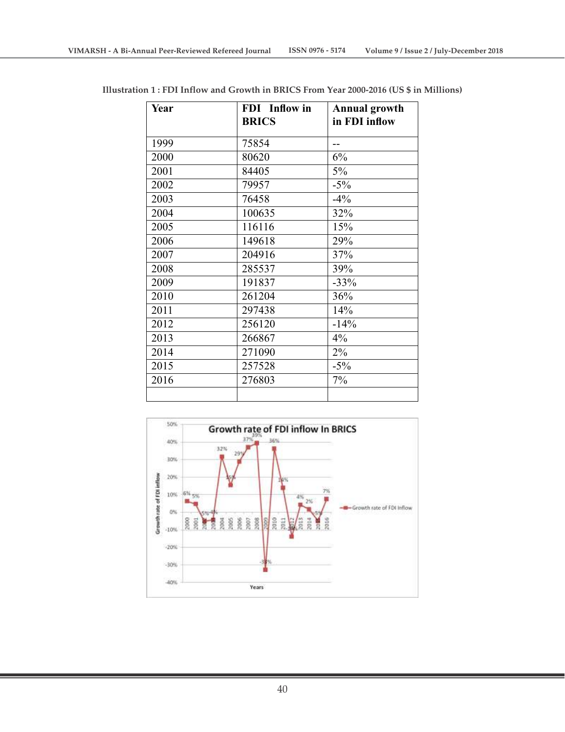**Illustration 1 : FDI Inflow and Growth in BRICS From Year 2000-2016 (US $ in Millions)**

| Year | FDI Inflow in BRICS | Annual growth in FDI inflow |
|---|---|---|
| 1999 | 75854 | -- |
| 2000 | 80620 | 6% |
| 2001 | 84405 | 5% |
| 2002 | 79957 | -5% |
| 2003 | 76458 | -4% |
| 2004 | 100635 | 32% |
| 2005 | 116116 | 15% |
| 2006 | 149618 | 29% |
| 2007 | 204916 | 37% |
| 2008 | 285537 | 39% |
| 2009 | 191837 | -33% |
| 2010 | 261204 | 36% |
| 2011 | 297438 | 14% |
| 2012 | 256120 | -14% |
| 2013 | 266867 | 4% |
| 2014 | 271090 | 2% |
| 2015 | 257528 | -5% |
| 2016 | 276803 | 7% |
| | | |

Growth rate of FDI inflow In BRICS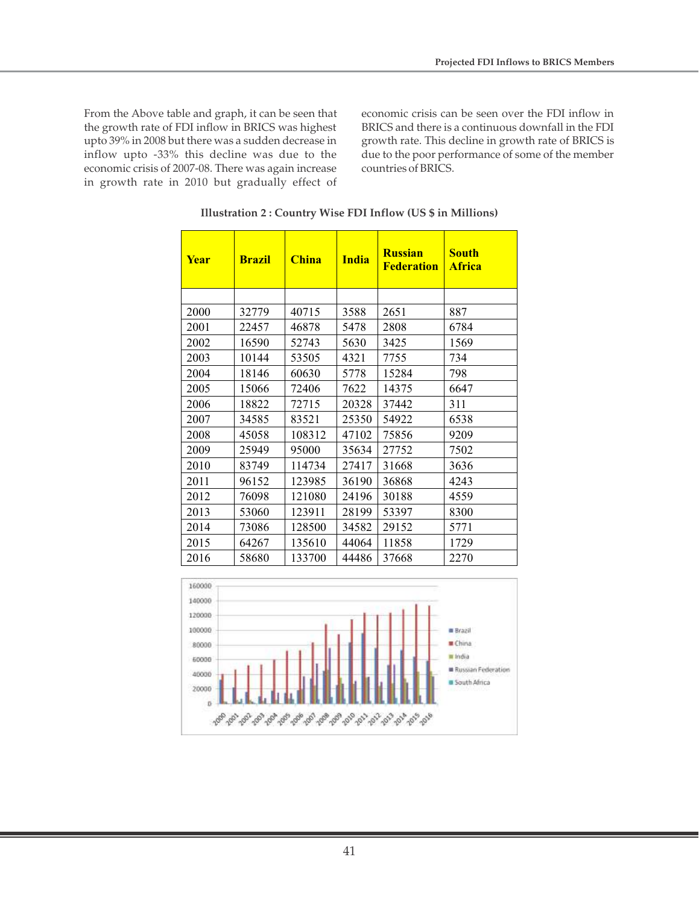From the Above table and graph, it can be seen that the growth rate of FDI inflow in BRICS was highest upto 39% in 2008 but there was a sudden decrease in inflow upto -33% this decline was due to the economic crisis of 2007-08. There was again increase in growth rate in 2010 but gradually effect of economic crisis can be seen over the FDI inflow in BRICS and there is a continuous downfall in the FDI growth rate. This decline in growth rate of BRICS is due to the poor performance of some of the member countries of BRICS.

**Illustration 2 : Country Wise FDI Inflow (US $ in Millions)**

| Year | Brazil | China | India | Russian Federation | South Africa |
|---|---|---|---|---|---|
| | | | | | |
| 2000 | 32779 | 40715 | 3588 | 2651 | 887 |
| 2001 | 22457 | 46878 | 5478 | 2808 | 6784 |
| 2002 | 16590 | 52743 | 5630 | 3425 | 1569 |
| 2003 | 10144 | 53505 | 4321 | 7755 | 734 |
| 2004 | 18146 | 60630 | 5778 | 15284 | 798 |
| 2005 | 15066 | 72406 | 7622 | 14375 | 6647 |
| 2006 | 18822 | 72715 | 20328 | 37442 | 311 |
| 2007 | 34585 | 83521 | 25350 | 54922 | 6538 |
| 2008 | 45058 | 108312 | 47102 | 75856 | 9209 |
| 2009 | 25949 | 95000 | 35634 | 27752 | 7502 |
| 2010 | 83749 | 114734 | 27417 | 31668 | 3636 |
| 2011 | 96152 | 123985 | 36190 | 36868 | 4243 |
| 2012 | 76098 | 121080 | 24196 | 30188 | 4559 |
| 2013 | 53060 | 123911 | 28199 | 53397 | 8300 |
| 2014 | 73086 | 128500 | 34582 | 29152 | 5771 |
| 2015 | 64267 | 135610 | 44064 | 11858 | 1729 |
| 2016 | 58680 | 133700 | 44486 | 37668 | 2270 |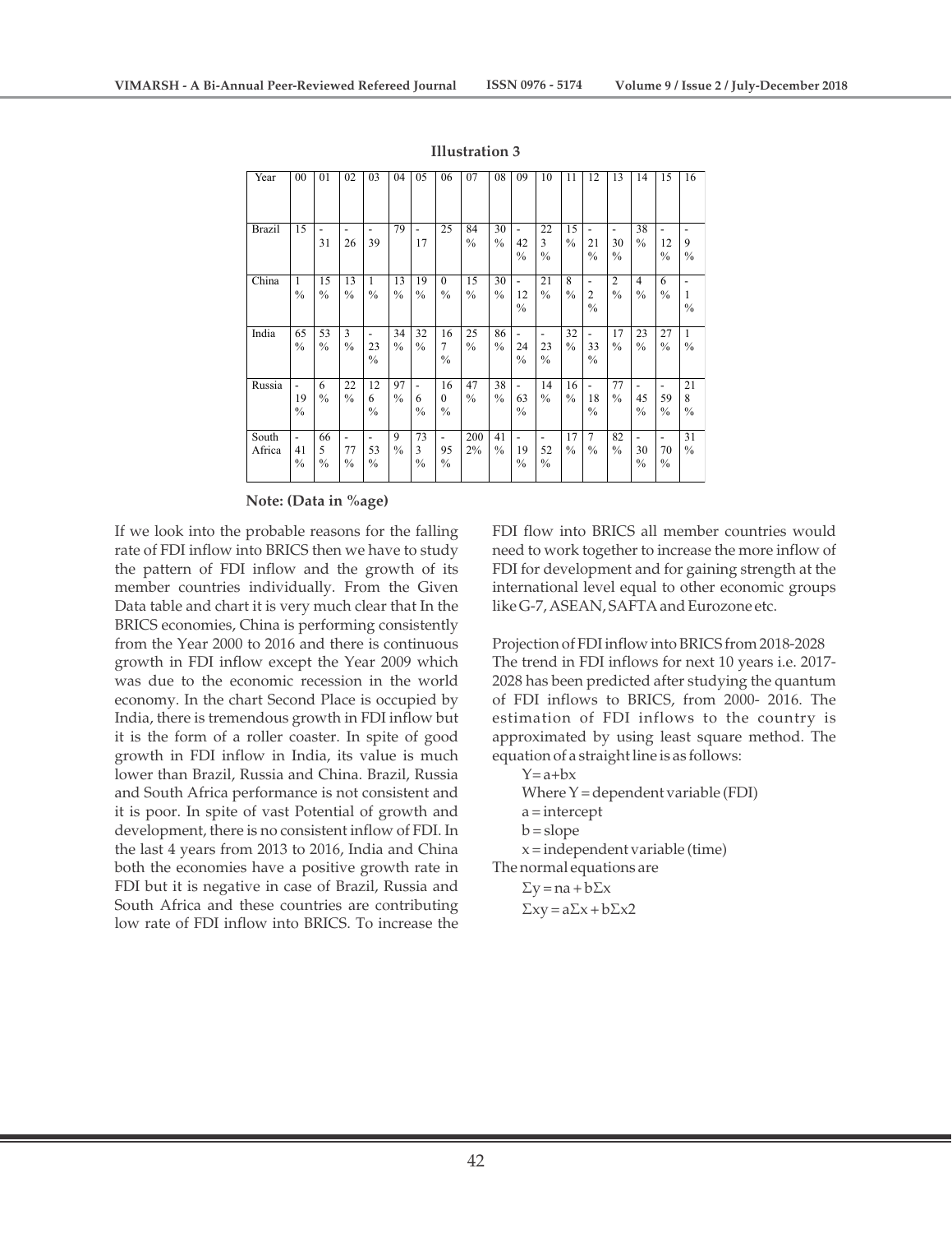**Illustration 3**

| Year | 00 | 01 | 02 | 03 | 04 | 05 | 06 | 07 | 08 | 09 | 10 | 11 | 12 | 13 | 14 | 15 | 16 |
|---|---|---|---|---|---|---|---|---|---|---|---|---|---|---|---|---|---|
| Brazil | 15 | -31 | -26 | -39 | 79 | -17 | 25 | 84% | 30% | -42% | 223% | 15% | -21% | -30% | 38% | -12% | -9% |
| China | 1% | 15% | 13% | 1% | 13% | 19% | 0% | 15% | 30% | -12% | 21% | 8% | -2% | 2% | 4% | 6% | -1% |
| India | 65% | 53% | 3% | -23% | 34% | 32% | 167% | 25% | 86% | -24% | -23% | 32% | -33% | 17% | 23% | 27% | 1% |
| Russia | -19% | 6% | 22% | 126% | 97% | -6% | 160% | 47% | 38% | -63% | 14% | 16% | -18% | 77% | -45% | -59% | 218% |
| South Africa | -41% | 665% | -77% | -53% | 9% | 733% | -95% | 2002% | 41% | -19% | -52% | 17% | 7% | 82% | -30% | -70% | 31% |

**Note: (Data in %age)**

If we look into the probable reasons for the falling rate of FDI inflow into BRICS then we have to study the pattern of FDI inflow and the growth of its member countries individually. From the Given Data table and chart it is very much clear that In the BRICS economies, China is performing consistently from the Year 2000 to 2016 and there is continuous growth in FDI inflow except the Year 2009 which was due to the economic recession in the world economy. In the chart Second Place is occupied by India, there is tremendous growth in FDI inflow but it is the form of a roller coaster. In spite of good growth in FDI inflow in India, its value is much lower than Brazil, Russia and China. Brazil, Russia and South Africa performance is not consistent and it is poor. In spite of vast Potential of growth and development, there is no consistent inflow of FDI. In the last 4 years from 2013 to 2016, India and China both the economies have a positive growth rate in FDI but it is negative in case of Brazil, Russia and South Africa and these countries are contributing low rate of FDI inflow into BRICS. To increase the FDI flow into BRICS all member countries would need to work together to increase the more inflow of FDI for development and for gaining strength at the international level equal to other economic groups like G-7, ASEAN, SAFTA and Eurozone etc.

Projection of FDI inflow into BRICS from 2018-2028

The trend in FDI inflows for next 10 years i.e. 2017-2028 has been predicted after studying the quantum of FDI inflows to BRICS, from 2000- 2016. The estimation of FDI inflows to the country is approximated by using least square method. The equation of a straight line is as follows:

$Y = a+bx$

Where $Y$ = dependent variable (FDI)

$a$ = intercept

$b$ = slope

$x$ = independent variable (time)

The normal equations are

$\Sigma y = na + b\Sigma x$

$\Sigma xy = a\Sigma x + b\Sigma x2$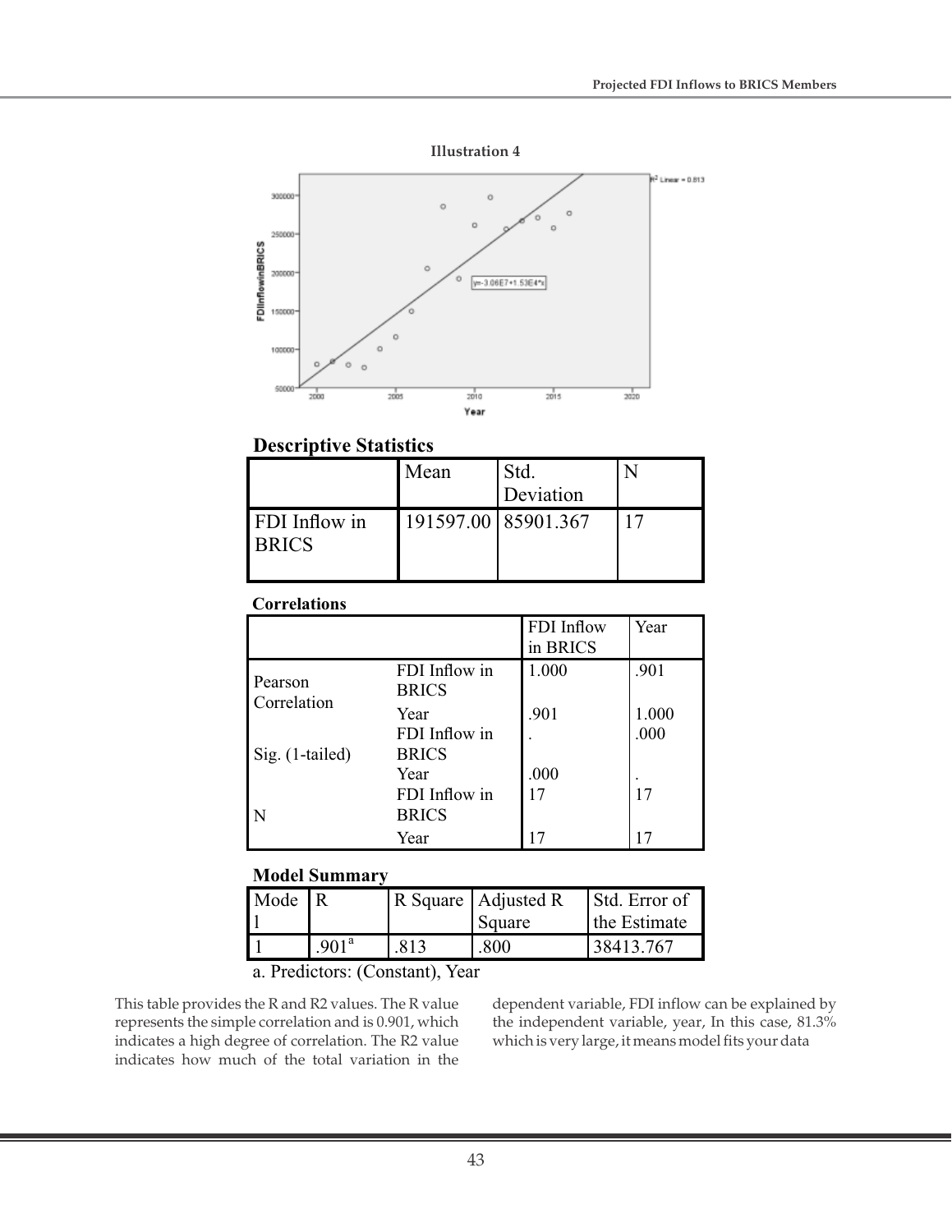**Illustration 4**

## Descriptive Statistics

| | Mean | Std. Deviation | N |
|---|---|---|---|
| FDI Inflow in BRICS | 191597.00 | 85901.367 | 17 |

## Correlations

| | | FDI Inflow in BRICS | Year |
|---|---|---|---|
| Pearson Correlation | FDI Inflow in BRICS | 1.000 | .901 |
| | Year | .901 | 1.000 |
| Sig. (1-tailed) | FDI Inflow in BRICS | . | .000 |
| | Year | .000 | . |
| N | FDI Inflow in BRICS | 17 | 17 |
| | Year | 17 | 17 |

## Model Summary

| Model | R | R Square | Adjusted R Square | Std. Error of the Estimate |
|---|---|---|---|---|
| 1 | .901[a] | .813 | .800 | 38413.767 |

a. Predictors: (Constant), Year

This table provides the R and R2 values. The R value represents the simple correlation and is 0.901, which indicates a high degree of correlation. The R2 value indicates how much of the total variation in the dependent variable, FDI inflow can be explained by the independent variable, year, In this case, 81.3% which is very large, it means model fits your data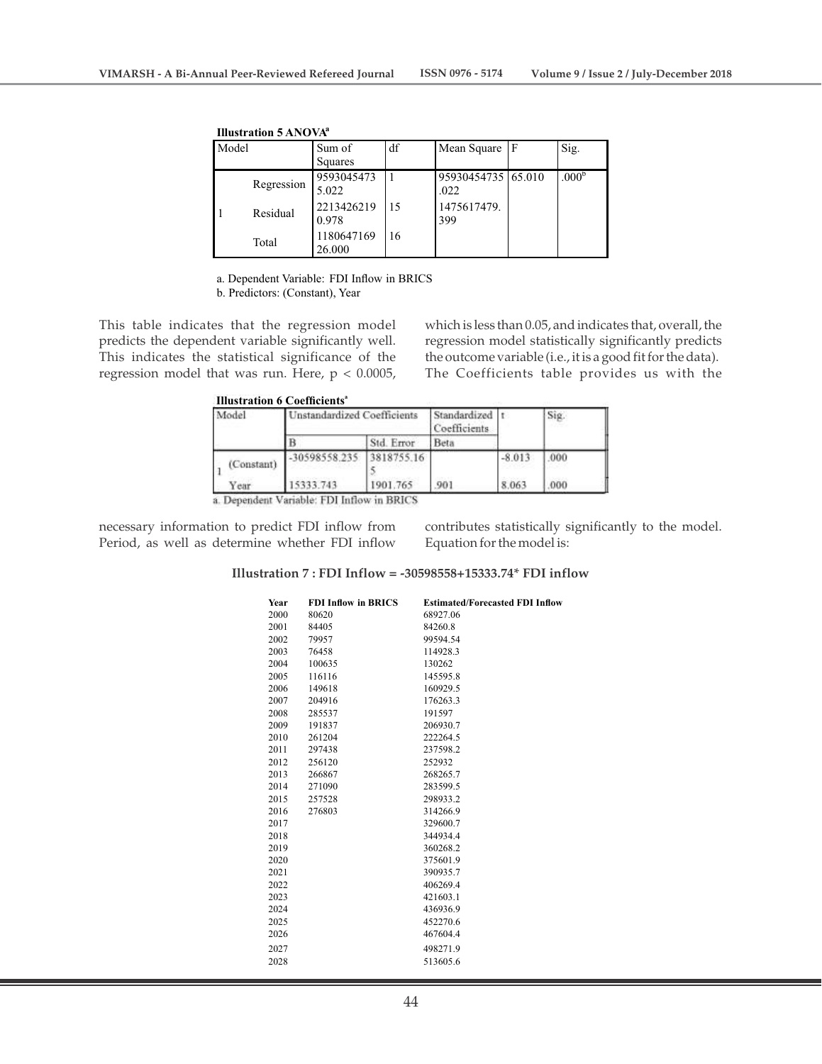**Illustration 5 ANOVA[a]**

| Model | | Sum of Squares | df | Mean Square | F | Sig. |
|---|---|---|---|---|---|---|
| 1 | Regression | 95930454735.022 | 1 | 95930454735.022 | 65.010 | .000[b] |
| | Residual | 22134262190.978 | 15 | 1475617479.399 | | |
| | Total | 118064716926.000 | 16 | | | |

a. Dependent Variable: FDI Inflow in BRICS

b. Predictors: (Constant), Year

This table indicates that the regression model predicts the dependent variable significantly well. This indicates the statistical significance of the regression model that was run. Here, $p < 0.0005$, which is less than 0.05, and indicates that, overall, the regression model statistically significantly predicts the outcome variable (i.e., it is a good fit for the data). The Coefficients table provides us with the necessary information to predict FDI inflow from Period, as well as determine whether FDI inflow contributes statistically significantly to the model. Equation for the model is:

**Illustration 6 Coefficients[a]**

| Model | | Unstandardized Coefficients | | Standardized Coefficients | t | Sig. |
|---|---|---|---|---|---|---|
| | | B | Std. Error | Beta | | |
| 1 | (Constant) | -30598558.235 | 3818755.165 | | -8.013 | .000 |
| | Year | 15333.743 | 1901.765 | .901 | 8.063 | .000 |

a. Dependent Variable: FDI Inflow in BRICS

**Illustration 7 : FDI Inflow = -30598558+15333.74* FDI inflow**

| Year | FDI Inflow in BRICS | Estimated/Forecasted FDI Inflow |
|---|---|---|
| 2000 | 80620 | 68927.06 |
| 2001 | 84405 | 84260.8 |
| 2002 | 79957 | 99594.54 |
| 2003 | 76458 | 114928.3 |
| 2004 | 100635 | 130262 |
| 2005 | 116116 | 145595.8 |
| 2006 | 149618 | 160929.5 |
| 2007 | 204916 | 176263.3 |
| 2008 | 285537 | 191597 |
| 2009 | 191837 | 206930.7 |
| 2010 | 261204 | 222264.5 |
| 2011 | 297438 | 237598.2 |
| 2012 | 256120 | 252932 |
| 2013 | 266867 | 268265.7 |
| 2014 | 271090 | 283599.5 |
| 2015 | 257528 | 298933.2 |
| 2016 | 276803 | 314266.9 |
| 2017 | | 329600.7 |
| 2018 | | 344934.4 |
| 2019 | | 360268.2 |
| 2020 | | 375601.9 |
| 2021 | | 390935.7 |
| 2022 | | 406269.4 |
| 2023 | | 421603.1 |
| 2024 | | 436936.9 |
| 2025 | | 452270.6 |
| 2026 | | 467604.4 |
| 2027 | | 498271.9 |
| 2028 | | 513605.6 |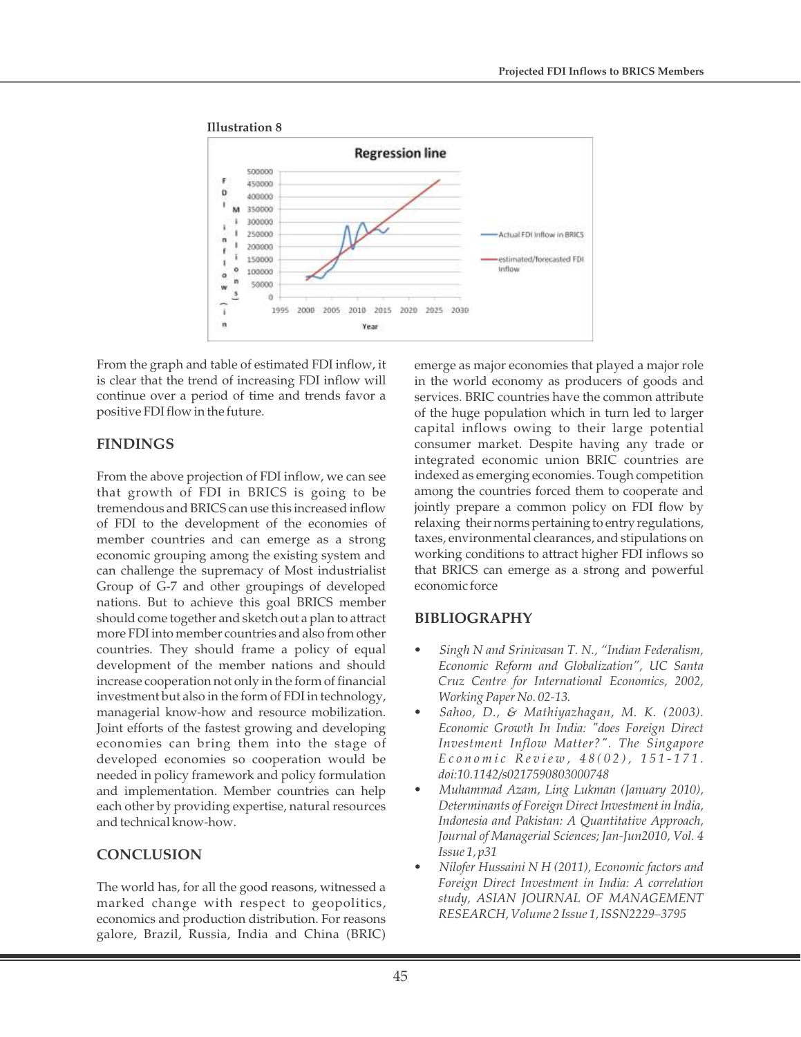**Illustration 8**

From the graph and table of estimated FDI inflow, it is clear that the trend of increasing FDI inflow will continue over a period of time and trends favor a positive FDI flow in the future.

## FINDINGS

From the above projection of FDI inflow, we can see that growth of FDI in BRICS is going to be tremendous and BRICS can use this increased inflow of FDI to the development of the economies of member countries and can emerge as a strong economic grouping among the existing system and can challenge the supremacy of Most industrialist Group of G-7 and other groupings of developed nations. But to achieve this goal BRICS member should come together and sketch out a plan to attract more FDI into member countries and also from other countries. They should frame a policy of equal development of the member nations and should increase cooperation not only in the form of financial investment but also in the form of FDI in technology, managerial know-how and resource mobilization. Joint efforts of the fastest growing and developing economies can bring them into the stage of developed economies so cooperation would be needed in policy framework and policy formulation and implementation. Member countries can help each other by providing expertise, natural resources and technical know-how.

## CONCLUSION

The world has, for all the good reasons, witnessed a marked change with respect to geopolitics, economics and production distribution. For reasons galore, Brazil, Russia, India and China (BRIC) emerge as major economies that played a major role in the world economy as producers of goods and services. BRIC countries have the common attribute of the huge population which in turn led to larger capital inflows owing to their large potential consumer market. Despite having any trade or integrated economic union BRIC countries are indexed as emerging economies. Tough competition among the countries forced them to cooperate and jointly prepare a common policy on FDI flow by relaxing their norms pertaining to entry regulations, taxes, environmental clearances, and stipulations on working conditions to attract higher FDI inflows so that BRICS can emerge as a strong and powerful economic force

## BIBLIOGRAPHY

- *Singh N and Srinivasan T. N., "Indian Federalism, Economic Reform and Globalization", UC Santa Cruz Centre for International Economics, 2002, Working Paper No. 02-13.*
- *Sahoo, D., & Mathiyazhagan, M. K. (2003). Economic Growth In India: "does Foreign Direct Investment Inflow Matter?". The Singapore Economic Review, 48(02), 151-171. doi:10.1142/s0217590803000748*
- *Muhammad Azam, Ling Lukman (January 2010), Determinants of Foreign Direct Investment in India, Indonesia and Pakistan: A Quantitative Approach, Journal of Managerial Sciences; Jan-Jun2010, Vol. 4 Issue 1, p31*
- *Nilofer Hussaini N H (2011), Economic factors and Foreign Direct Investment in India: A correlation study, ASIAN JOURNAL OF MANAGEMENT RESEARCH, Volume 2 Issue 1, ISSN2229–3795*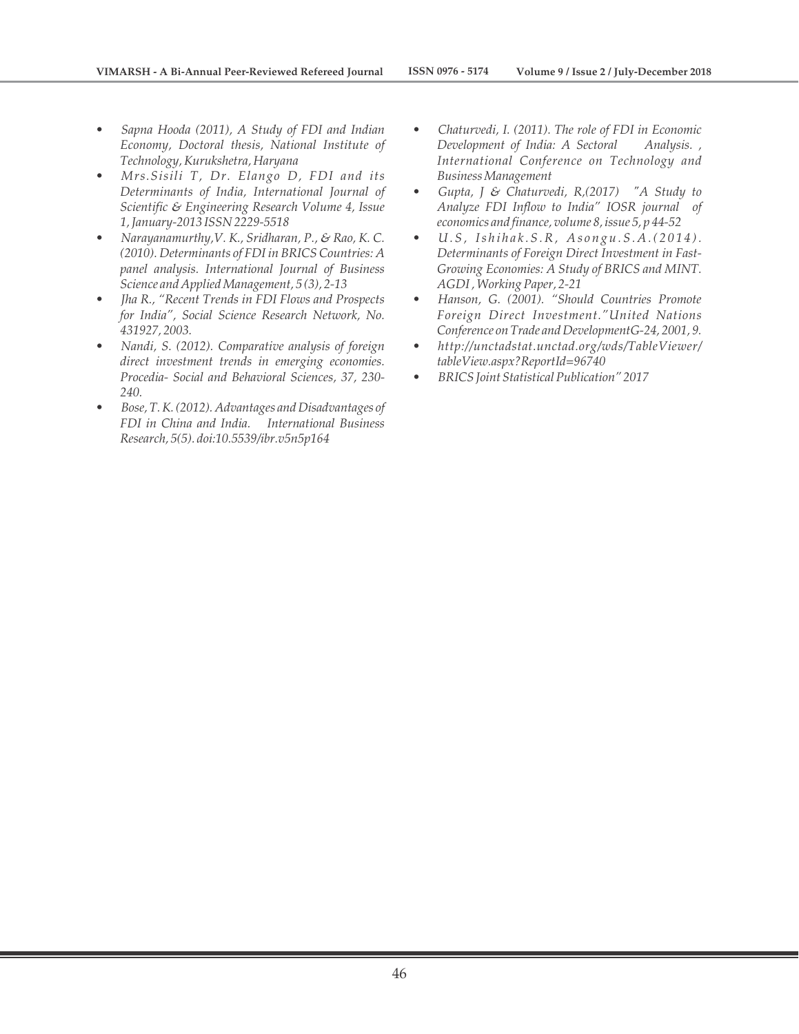- *Sapna Hooda (2011), A Study of FDI and Indian Economy, Doctoral thesis, National Institute of Technology, Kurukshetra, Haryana*
- *Mrs.Sisili T, Dr. Elango D, FDI and its Determinants of India, International Journal of Scientific & Engineering Research Volume 4, Issue 1, January-2013 ISSN 2229-5518*
- *Narayanamurthy,V. K., Sridharan, P., & Rao, K. C. (2010). Determinants of FDI in BRICS Countries: A panel analysis. International Journal of Business Science and Applied Management, 5 (3), 2-13*
- *Jha R., "Recent Trends in FDI Flows and Prospects for India", Social Science Research Network, No. 431927, 2003.*
- *Nandi, S. (2012). Comparative analysis of foreign direct investment trends in emerging economies. Procedia- Social and Behavioral Sciences, 37, 230-240.*
- *Bose, T. K. (2012). Advantages and Disadvantages of FDI in China and India. International Business Research, 5(5). doi:10.5539/ibr.v5n5p164*
- *Chaturvedi, I. (2011). The role of FDI in Economic Development of India: A Sectoral Analysis. , International Conference on Technology and Business Management*
- *Gupta, J & Chaturvedi, R,(2017) "A Study to Analyze FDI Inflow to India" IOSR journal of economics and finance, volume 8, issue 5, p 44-52*
- *U.S, Ishihak.S.R, Asongu.S.A.(2014). Determinants of Foreign Direct Investment in Fast-Growing Economies: A Study of BRICS and MINT. AGDI , Working Paper, 2-21*
- *Hanson, G. (2001). "Should Countries Promote Foreign Direct Investment."United Nations Conference on Trade and DevelopmentG-24, 2001, 9.*
- *http://unctadstat.unctad.org/wds/TableViewer/tableView.aspx?ReportId=96740*
- *BRICS Joint Statistical Publication" 2017*